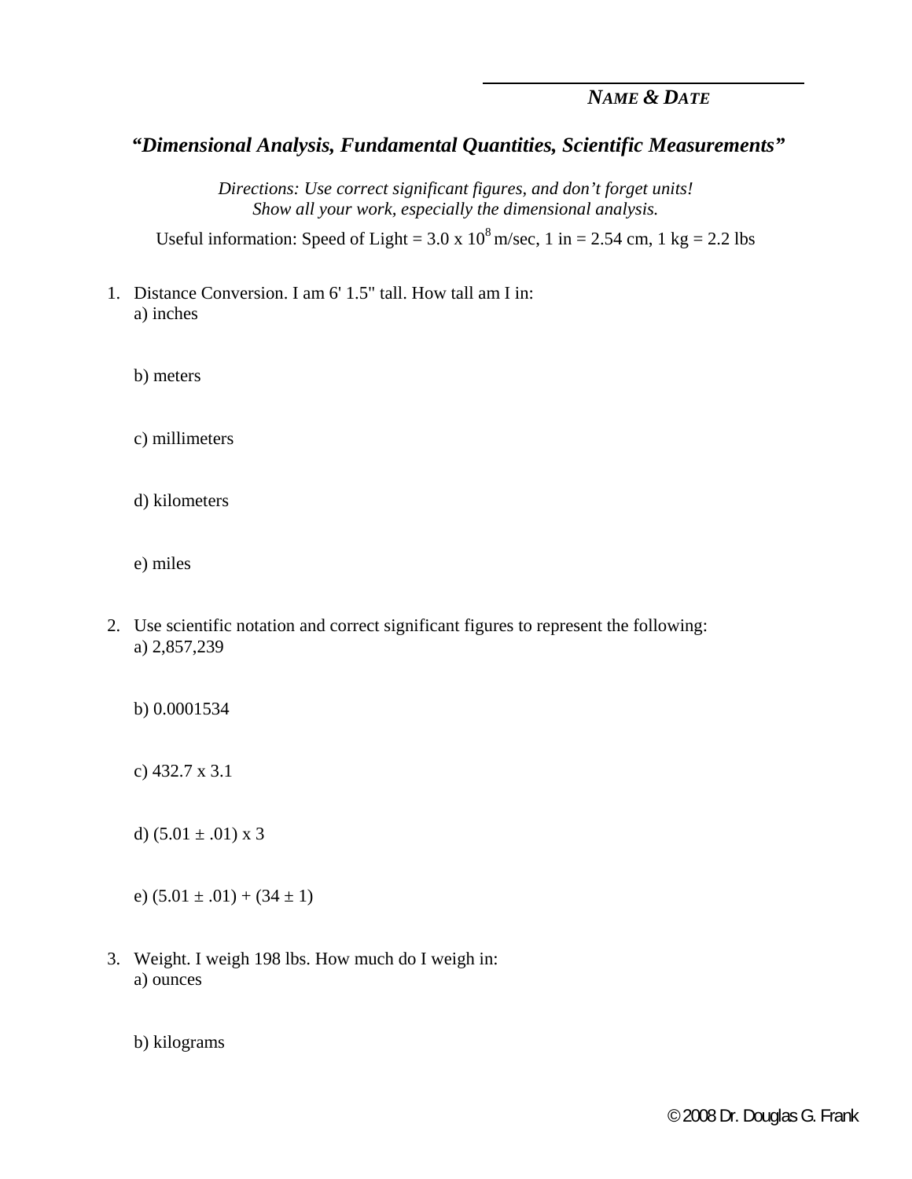**NAME & DATE**

## *"Dimensional Analysis, Fundamental Quantities, Scientific Measurements"*

*Directions: Use correct significant figures, and don't forget units!*
*Show all your work, especially the dimensional analysis.*

Useful information: Speed of Light = $3.0 \times 10^{8}$ m/sec, 1 in = 2.54 cm, 1 kg = 2.2 lbs

1. Distance Conversion. I am 6' 1.5" tall. How tall am I in:
   a) inches

   b) meters

   c) millimeters

   d) kilometers

   e) miles

2. Use scientific notation and correct significant figures to represent the following:
   a) 2,857,239

   b) 0.0001534

   c) 432.7 x 3.1

   d) (5.01 ± .01) x 3

   e) (5.01 ± .01) + (34 ± 1)

3. Weight. I weigh 198 lbs. How much do I weigh in:
   a) ounces

   b) kilograms

© 2008 Dr. Douglas G. Frank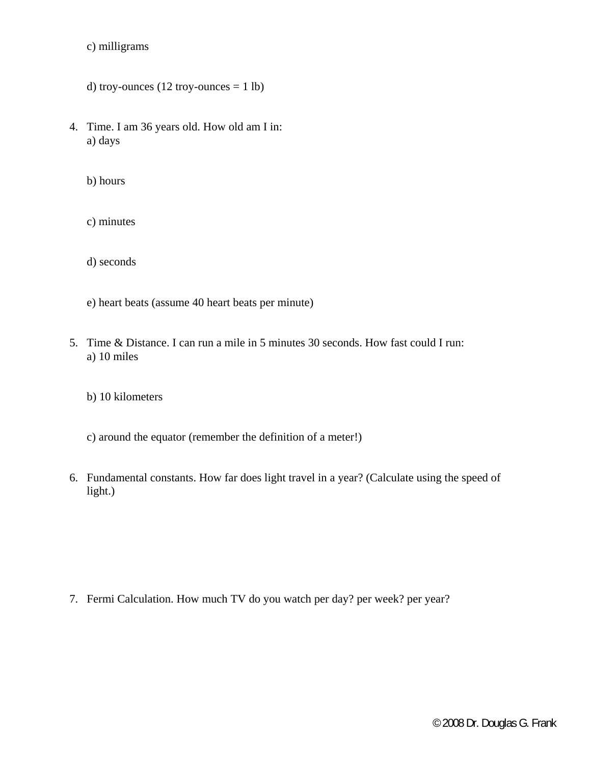c) milligrams

d) troy-ounces (12 troy-ounces = 1 lb)

4. Time. I am 36 years old. How old am I in:
   a) days

   b) hours

   c) minutes

   d) seconds

   e) heart beats (assume 40 heart beats per minute)

5. Time & Distance. I can run a mile in 5 minutes 30 seconds. How fast could I run:
   a) 10 miles

   b) 10 kilometers

   c) around the equator (remember the definition of a meter!)

6. Fundamental constants. How far does light travel in a year? (Calculate using the speed of light.)

7. Fermi Calculation. How much TV do you watch per day? per week? per year?

© 2008 Dr. Douglas G. Frank